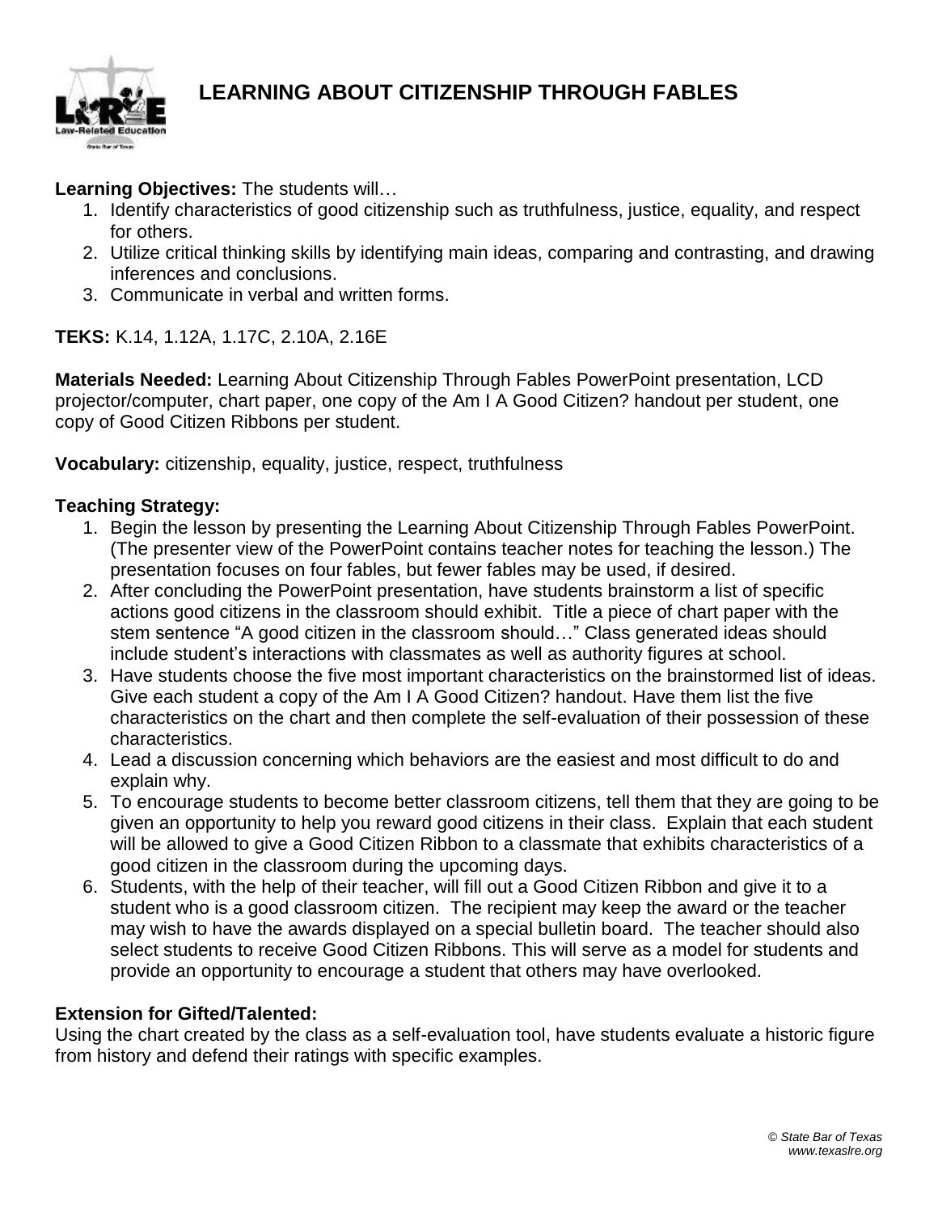# LEARNING ABOUT CITIZENSHIP THROUGH FABLES

**Learning Objectives:** The students will…

1. Identify characteristics of good citizenship such as truthfulness, justice, equality, and respect for others.
2. Utilize critical thinking skills by identifying main ideas, comparing and contrasting, and drawing inferences and conclusions.
3. Communicate in verbal and written forms.

**TEKS:** K.14, 1.12A, 1.17C, 2.10A, 2.16E

**Materials Needed:** Learning About Citizenship Through Fables PowerPoint presentation, LCD projector/computer, chart paper, one copy of the Am I A Good Citizen? handout per student, one copy of Good Citizen Ribbons per student.

**Vocabulary:** citizenship, equality, justice, respect, truthfulness

**Teaching Strategy:**

1. Begin the lesson by presenting the Learning About Citizenship Through Fables PowerPoint. (The presenter view of the PowerPoint contains teacher notes for teaching the lesson.) The presentation focuses on four fables, but fewer fables may be used, if desired.
2. After concluding the PowerPoint presentation, have students brainstorm a list of specific actions good citizens in the classroom should exhibit. Title a piece of chart paper with the stem sentence "A good citizen in the classroom should…" Class generated ideas should include student's interactions with classmates as well as authority figures at school.
3. Have students choose the five most important characteristics on the brainstormed list of ideas. Give each student a copy of the Am I A Good Citizen? handout. Have them list the five characteristics on the chart and then complete the self-evaluation of their possession of these characteristics.
4. Lead a discussion concerning which behaviors are the easiest and most difficult to do and explain why.
5. To encourage students to become better classroom citizens, tell them that they are going to be given an opportunity to help you reward good citizens in their class. Explain that each student will be allowed to give a Good Citizen Ribbon to a classmate that exhibits characteristics of a good citizen in the classroom during the upcoming days.
6. Students, with the help of their teacher, will fill out a Good Citizen Ribbon and give it to a student who is a good classroom citizen. The recipient may keep the award or the teacher may wish to have the awards displayed on a special bulletin board. The teacher should also select students to receive Good Citizen Ribbons. This will serve as a model for students and provide an opportunity to encourage a student that others may have overlooked.

**Extension for Gifted/Talented:**

Using the chart created by the class as a self-evaluation tool, have students evaluate a historic figure from history and defend their ratings with specific examples.

*© State Bar of Texas*
*www.texaslre.org*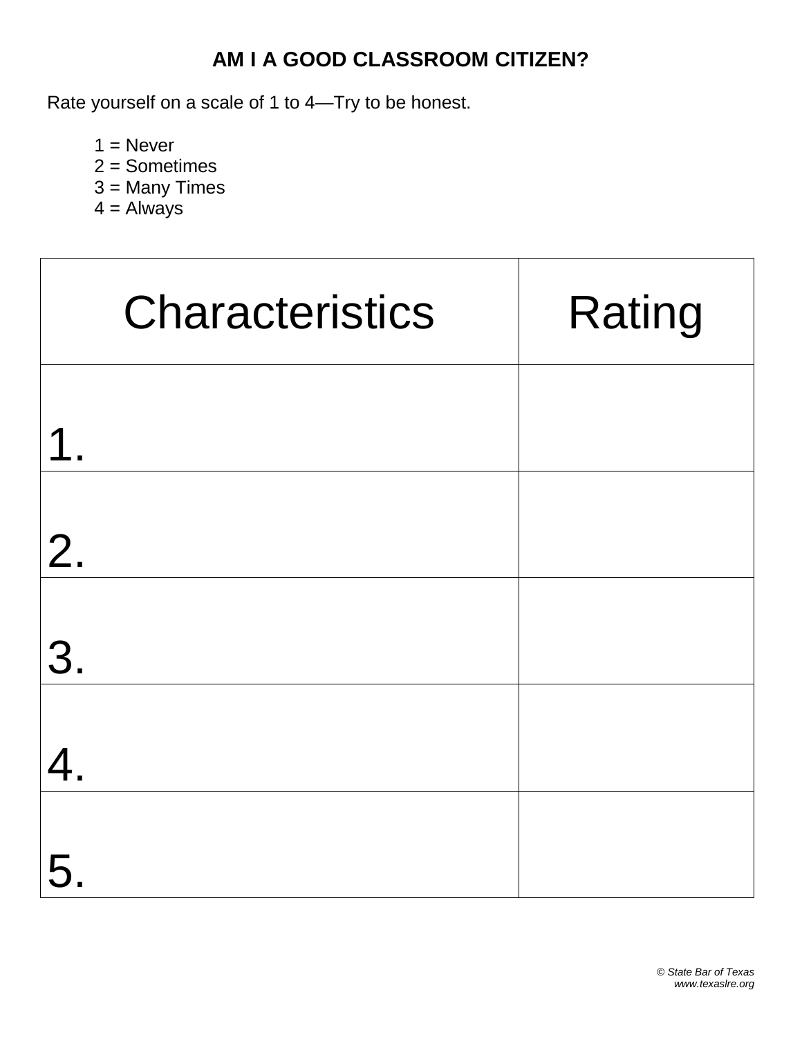# AM I A GOOD CLASSROOM CITIZEN?

Rate yourself on a scale of 1 to 4—Try to be honest.

1 = Never
2 = Sometimes
3 = Many Times
4 = Always

| Characteristics | Rating |
|---|---|
| 1. | |
| 2. | |
| 3. | |
| 4. | |
| 5. | |

*© State Bar of Texas*
*www.texaslre.org*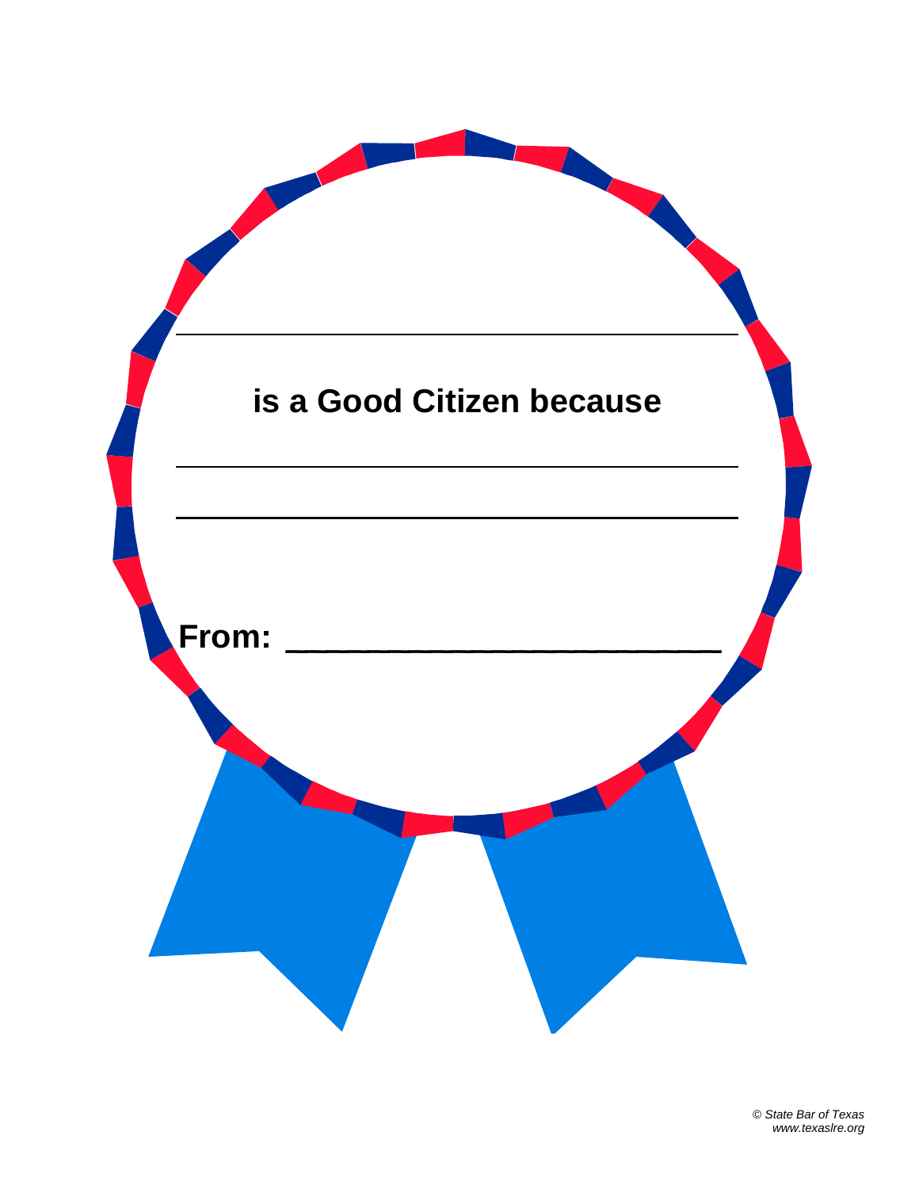\_\_\_\_\_\_\_\_\_\_\_\_\_\_\_\_\_\_\_\_\_\_\_\_\_\_\_\_\_\_\_\_\_\_\_\_\_\_\_\_

**is a Good Citizen because**

\_\_\_\_\_\_\_\_\_\_\_\_\_\_\_\_\_\_\_\_\_\_\_\_\_\_\_\_\_\_\_\_\_\_\_\_\_\_\_\_

\_\_\_\_\_\_\_\_\_\_\_\_\_\_\_\_\_\_\_\_\_\_\_\_\_\_\_\_\_\_\_\_\_\_\_\_\_\_\_\_

**From:** \_\_\_\_\_\_\_\_\_\_\_\_\_\_\_\_\_\_\_\_\_\_\_\_\_

*© State Bar of Texas*
*www.texaslre.org*